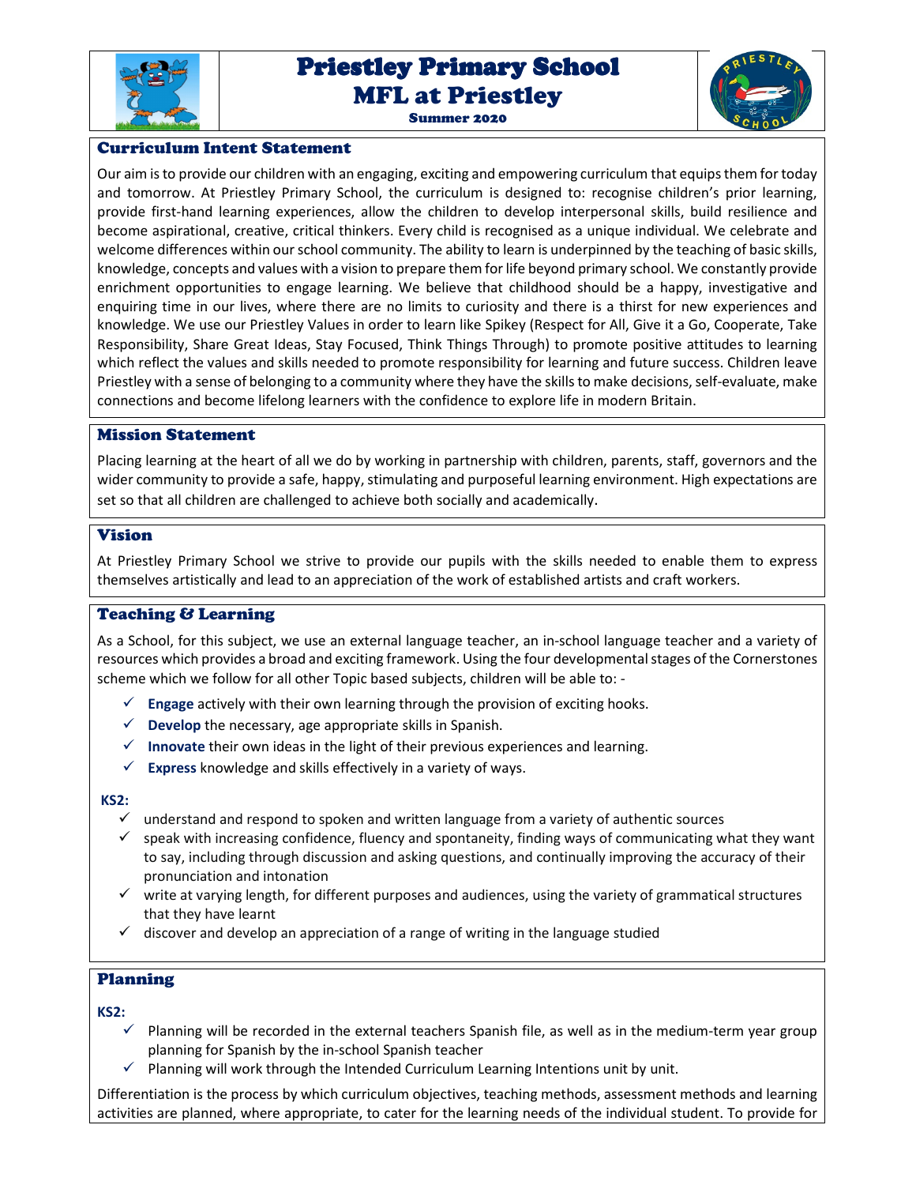# Priestley Primary School
## MFL at Priestley
**Summer 2020**

## Curriculum Intent Statement

Our aim is to provide our children with an engaging, exciting and empowering curriculum that equips them for today and tomorrow. At Priestley Primary School, the curriculum is designed to: recognise children's prior learning, provide first-hand learning experiences, allow the children to develop interpersonal skills, build resilience and become aspirational, creative, critical thinkers. Every child is recognised as a unique individual. We celebrate and welcome differences within our school community. The ability to learn is underpinned by the teaching of basic skills, knowledge, concepts and values with a vision to prepare them for life beyond primary school. We constantly provide enrichment opportunities to engage learning. We believe that childhood should be a happy, investigative and enquiring time in our lives, where there are no limits to curiosity and there is a thirst for new experiences and knowledge. We use our Priestley Values in order to learn like Spikey (Respect for All, Give it a Go, Cooperate, Take Responsibility, Share Great Ideas, Stay Focused, Think Things Through) to promote positive attitudes to learning which reflect the values and skills needed to promote responsibility for learning and future success. Children leave Priestley with a sense of belonging to a community where they have the skills to make decisions, self-evaluate, make connections and become lifelong learners with the confidence to explore life in modern Britain.

## Mission Statement

Placing learning at the heart of all we do by working in partnership with children, parents, staff, governors and the wider community to provide a safe, happy, stimulating and purposeful learning environment. High expectations are set so that all children are challenged to achieve both socially and academically.

## Vision

At Priestley Primary School we strive to provide our pupils with the skills needed to enable them to express themselves artistically and lead to an appreciation of the work of established artists and craft workers.

## Teaching & Learning

As a School, for this subject, we use an external language teacher, an in-school language teacher and a variety of resources which provides a broad and exciting framework. Using the four developmental stages of the Cornerstones scheme which we follow for all other Topic based subjects, children will be able to: -

- ✓ **Engage** actively with their own learning through the provision of exciting hooks.
- ✓ **Develop** the necessary, age appropriate skills in Spanish.
- ✓ **Innovate** their own ideas in the light of their previous experiences and learning.
- ✓ **Express** knowledge and skills effectively in a variety of ways.

**KS2:**

- ✓ understand and respond to spoken and written language from a variety of authentic sources
- ✓ speak with increasing confidence, fluency and spontaneity, finding ways of communicating what they want to say, including through discussion and asking questions, and continually improving the accuracy of their pronunciation and intonation
- ✓ write at varying length, for different purposes and audiences, using the variety of grammatical structures that they have learnt
- ✓ discover and develop an appreciation of a range of writing in the language studied

## Planning

**KS2:**

- ✓ Planning will be recorded in the external teachers Spanish file, as well as in the medium-term year group planning for Spanish by the in-school Spanish teacher
- ✓ Planning will work through the Intended Curriculum Learning Intentions unit by unit.

Differentiation is the process by which curriculum objectives, teaching methods, assessment methods and learning activities are planned, where appropriate, to cater for the learning needs of the individual student. To provide for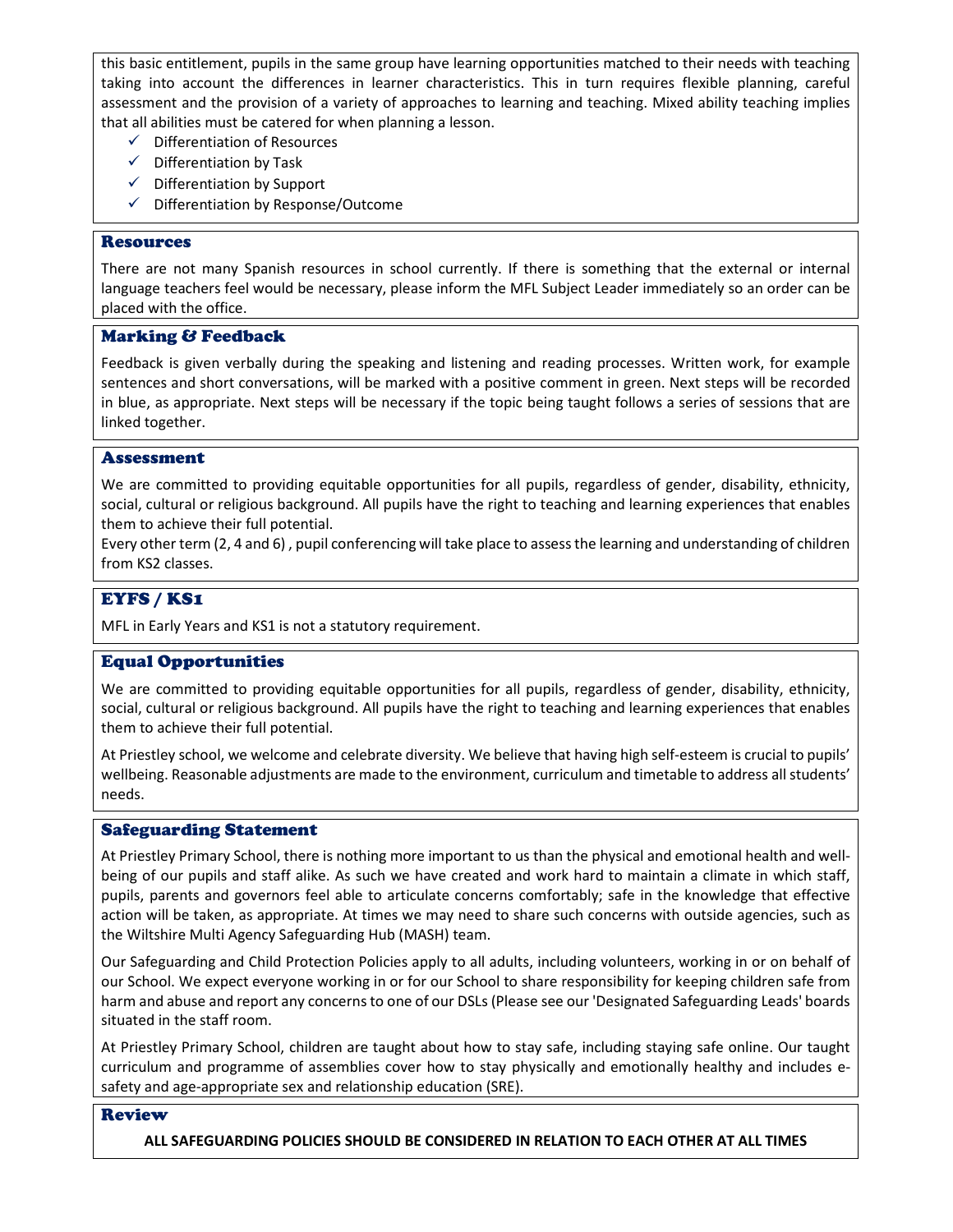this basic entitlement, pupils in the same group have learning opportunities matched to their needs with teaching taking into account the differences in learner characteristics. This in turn requires flexible planning, careful assessment and the provision of a variety of approaches to learning and teaching. Mixed ability teaching implies that all abilities must be catered for when planning a lesson.

- ✓ Differentiation of Resources
- ✓ Differentiation by Task
- ✓ Differentiation by Support
- ✓ Differentiation by Response/Outcome

## Resources

There are not many Spanish resources in school currently. If there is something that the external or internal language teachers feel would be necessary, please inform the MFL Subject Leader immediately so an order can be placed with the office.

## Marking & Feedback

Feedback is given verbally during the speaking and listening and reading processes. Written work, for example sentences and short conversations, will be marked with a positive comment in green. Next steps will be recorded in blue, as appropriate. Next steps will be necessary if the topic being taught follows a series of sessions that are linked together.

## Assessment

We are committed to providing equitable opportunities for all pupils, regardless of gender, disability, ethnicity, social, cultural or religious background. All pupils have the right to teaching and learning experiences that enables them to achieve their full potential.

Every other term (2, 4 and 6) , pupil conferencing will take place to assess the learning and understanding of children from KS2 classes.

## EYFS / KS1

MFL in Early Years and KS1 is not a statutory requirement.

## Equal Opportunities

We are committed to providing equitable opportunities for all pupils, regardless of gender, disability, ethnicity, social, cultural or religious background. All pupils have the right to teaching and learning experiences that enables them to achieve their full potential.

At Priestley school, we welcome and celebrate diversity. We believe that having high self-esteem is crucial to pupils' wellbeing. Reasonable adjustments are made to the environment, curriculum and timetable to address all students' needs.

## Safeguarding Statement

At Priestley Primary School, there is nothing more important to us than the physical and emotional health and well-being of our pupils and staff alike. As such we have created and work hard to maintain a climate in which staff, pupils, parents and governors feel able to articulate concerns comfortably; safe in the knowledge that effective action will be taken, as appropriate. At times we may need to share such concerns with outside agencies, such as the Wiltshire Multi Agency Safeguarding Hub (MASH) team.

Our Safeguarding and Child Protection Policies apply to all adults, including volunteers, working in or on behalf of our School. We expect everyone working in or for our School to share responsibility for keeping children safe from harm and abuse and report any concerns to one of our DSLs (Please see our 'Designated Safeguarding Leads' boards situated in the staff room.

At Priestley Primary School, children are taught about how to stay safe, including staying safe online. Our taught curriculum and programme of assemblies cover how to stay physically and emotionally healthy and includes e-safety and age-appropriate sex and relationship education (SRE).

## Review

**ALL SAFEGUARDING POLICIES SHOULD BE CONSIDERED IN RELATION TO EACH OTHER AT ALL TIMES**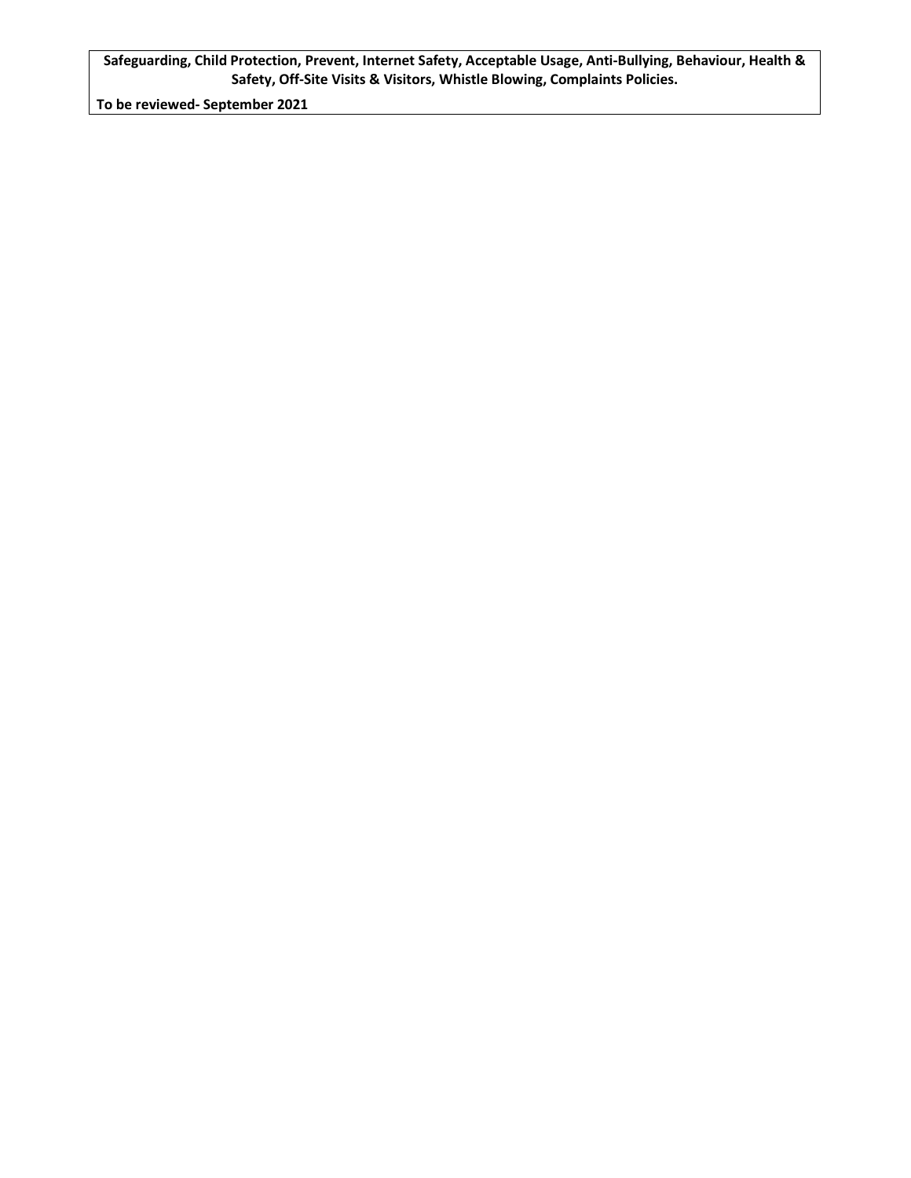| |
|---|
| **Safeguarding, Child Protection, Prevent, Internet Safety, Acceptable Usage, Anti-Bullying, Behaviour, Health & Safety, Off-Site Visits & Visitors, Whistle Blowing, Complaints Policies.** |
| **To be reviewed- September 2021** |